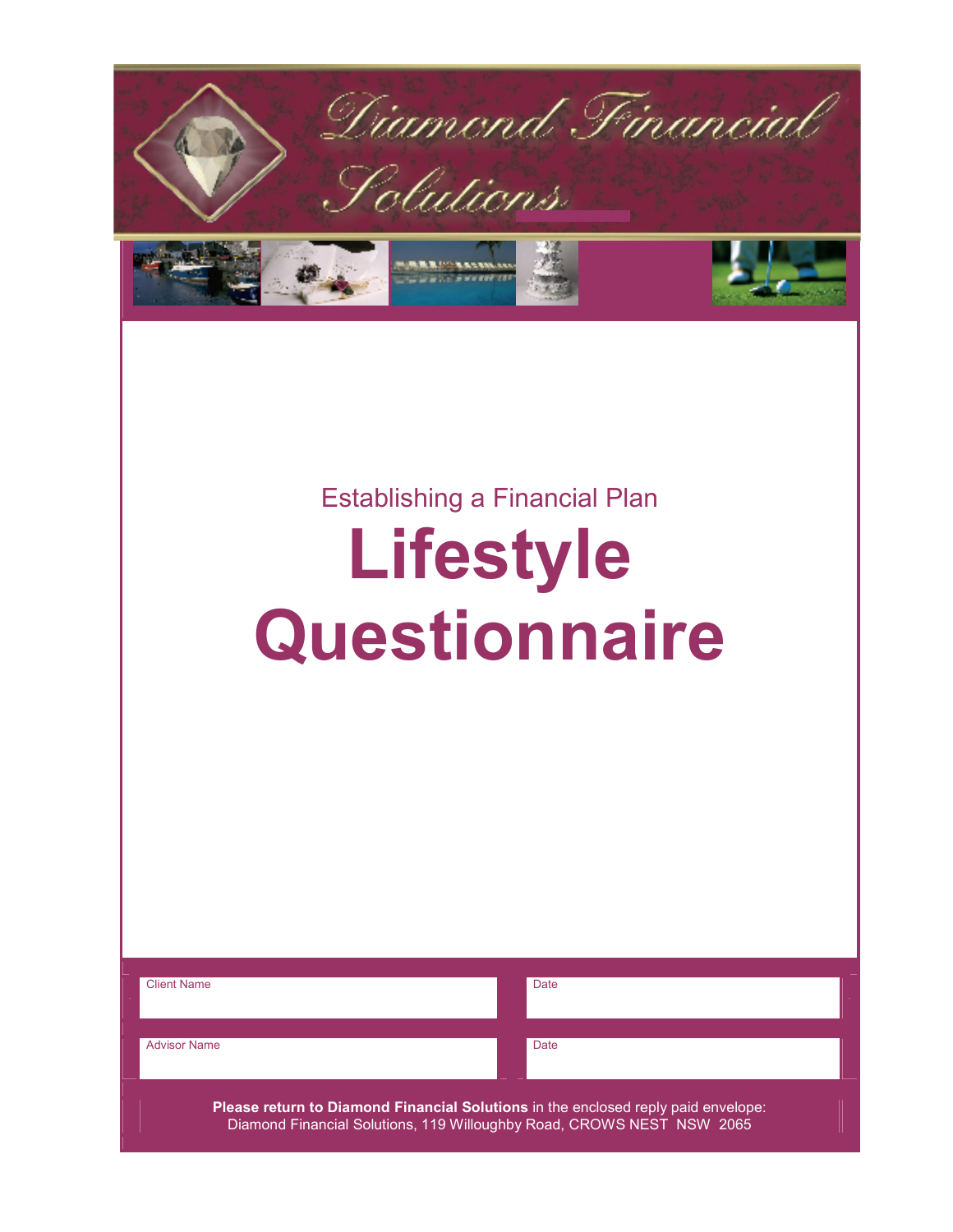Diamond Financial Solutions

Establishing a Financial Plan

# Lifestyle Questionnaire

| Client Name | Date |
|---|---|
| | |

| Advisor Name | Date |
|---|---|
| | |

**Please return to Diamond Financial Solutions** in the enclosed reply paid envelope:
Diamond Financial Solutions, 119 Willoughby Road, CROWS NEST NSW 2065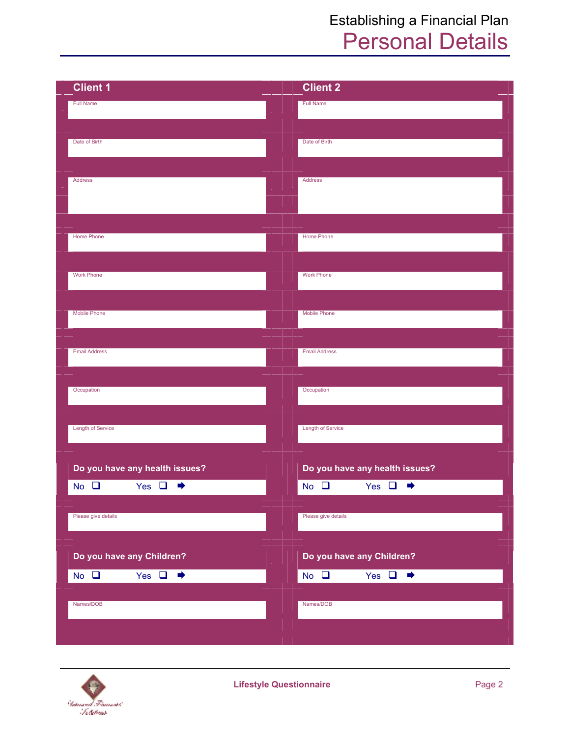# Establishing a Financial Plan

## Personal Details

| Client 1 | Client 2 |
|---|---|
| Full Name | Full Name |
| Date of Birth | Date of Birth |
| Address | Address |
| Home Phone | Home Phone |
| Work Phone | Work Phone |
| Mobile Phone | Mobile Phone |
| Email Address | Email Address |
| Occupation | Occupation |
| Length of Service | Length of Service |
| **Do you have any health issues?** | **Do you have any health issues?** |
| No ☐ Yes ☐ ➡ | No ☐ Yes ☐ ➡ |
| Please give details | Please give details |
| **Do you have any Children?** | **Do you have any Children?** |
| No ☐ Yes ☐ ➡ | No ☐ Yes ☐ ➡ |
| Names/DOB | Names/DOB |

**Lifestyle Questionnaire**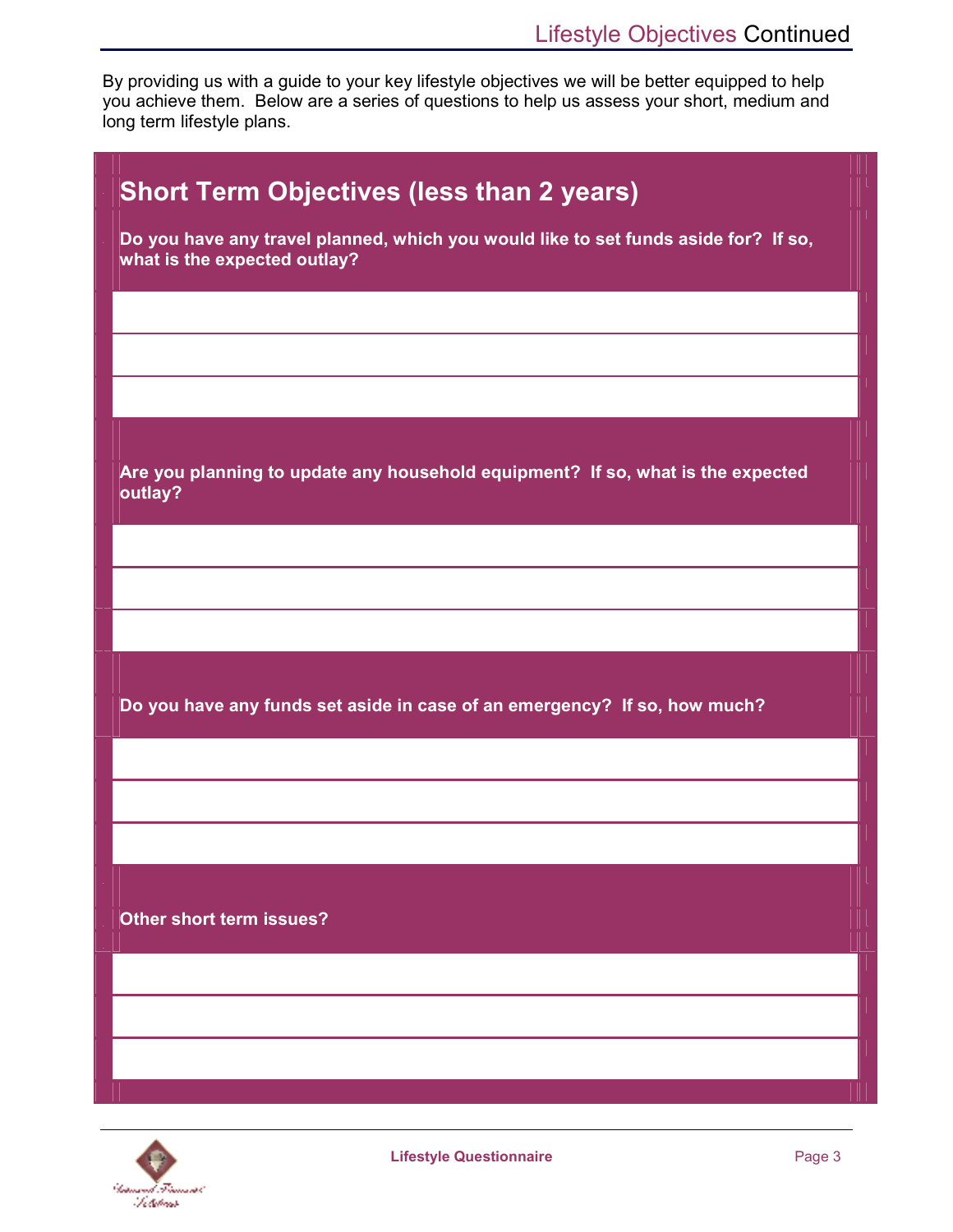# Lifestyle Objectives Continued

By providing us with a guide to your key lifestyle objectives we will be better equipped to help you achieve them. Below are a series of questions to help us assess your short, medium and long term lifestyle plans.

## Short Term Objectives (less than 2 years)

**Do you have any travel planned, which you would like to set funds aside for? If so, what is the expected outlay?**

**Are you planning to update any household equipment? If so, what is the expected outlay?**

**Do you have any funds set aside in case of an emergency? If so, how much?**

**Other short term issues?**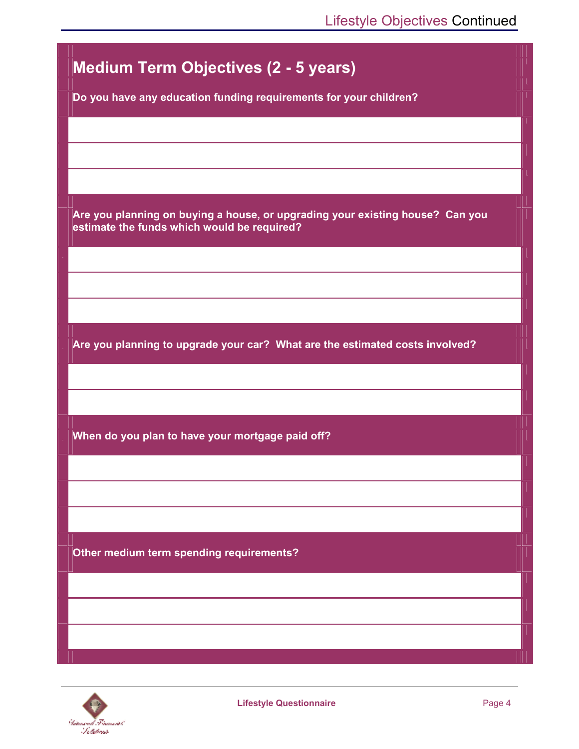## Medium Term Objectives (2 - 5 years)

**Do you have any education funding requirements for your children?**

**Are you planning on buying a house, or upgrading your existing house? Can you estimate the funds which would be required?**

**Are you planning to upgrade your car? What are the estimated costs involved?**

**When do you plan to have your mortgage paid off?**

**Other medium term spending requirements?**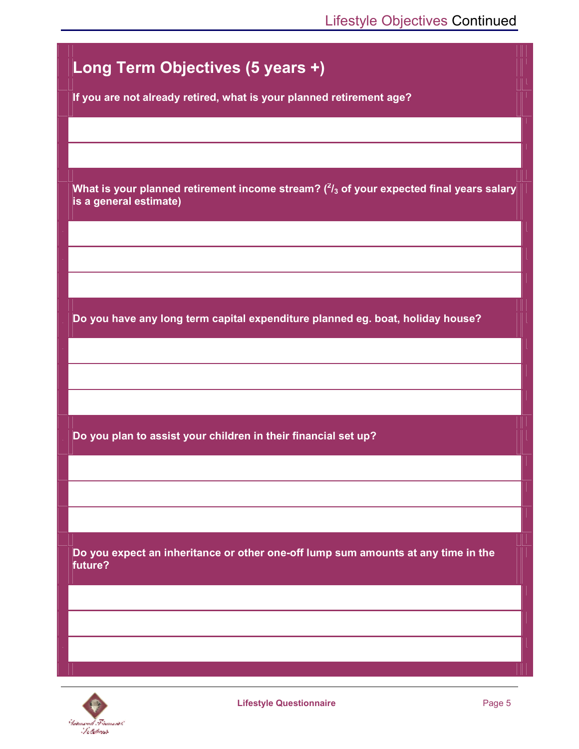## Long Term Objectives (5 years +)

**If you are not already retired, what is your planned retirement age?**

**What is your planned retirement income stream? ($^2/_3$ of your expected final years salary is a general estimate)**

**Do you have any long term capital expenditure planned eg. boat, holiday house?**

**Do you plan to assist your children in their financial set up?**

**Do you expect an inheritance or other one-off lump sum amounts at any time in the future?**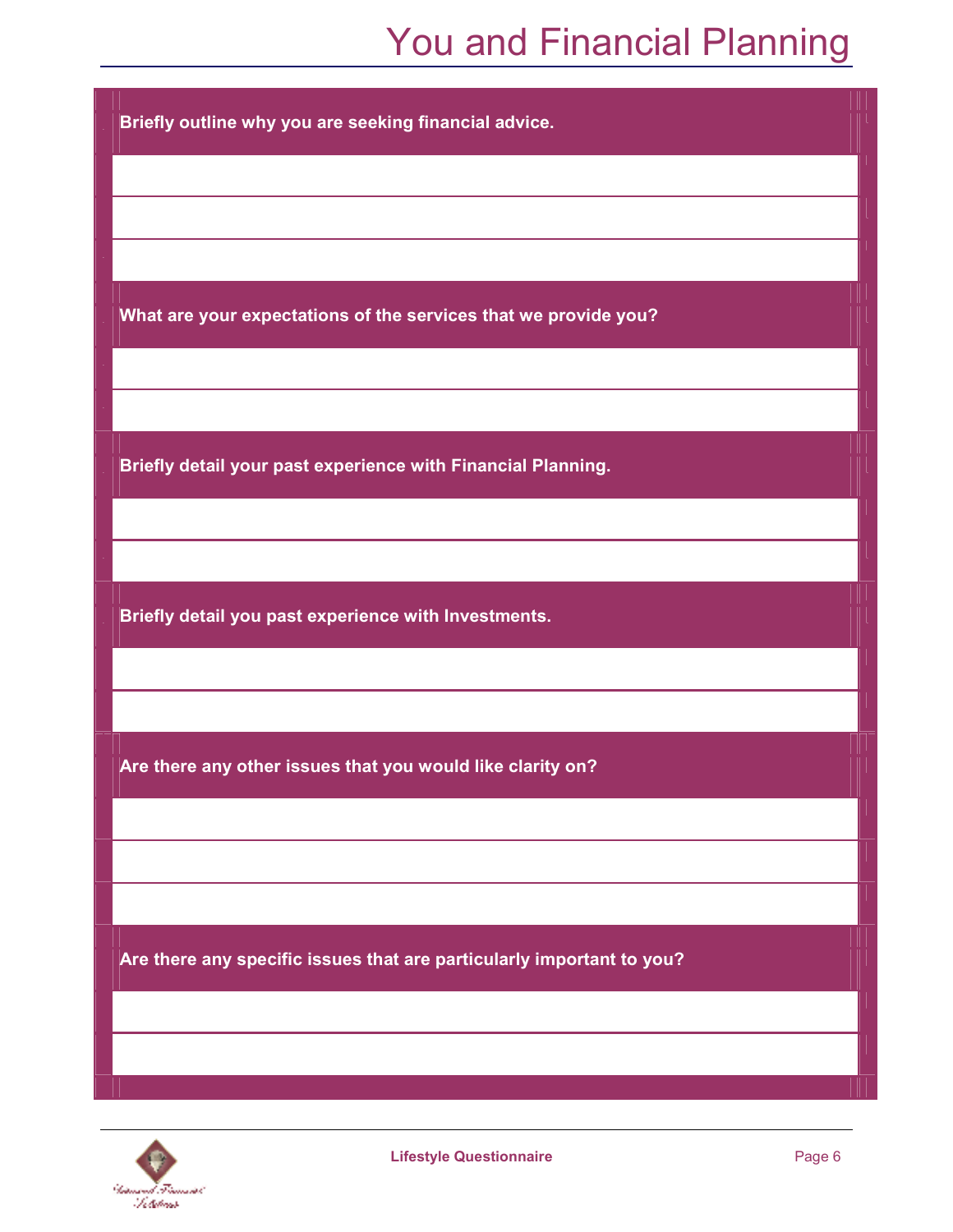# You and Financial Planning

**Briefly outline why you are seeking financial advice.**

&nbsp;

**What are your expectations of the services that we provide you?**

&nbsp;

**Briefly detail your past experience with Financial Planning.**

&nbsp;

**Briefly detail you past experience with Investments.**

&nbsp;

**Are there any other issues that you would like clarity on?**

&nbsp;

**Are there any specific issues that are particularly important to you?**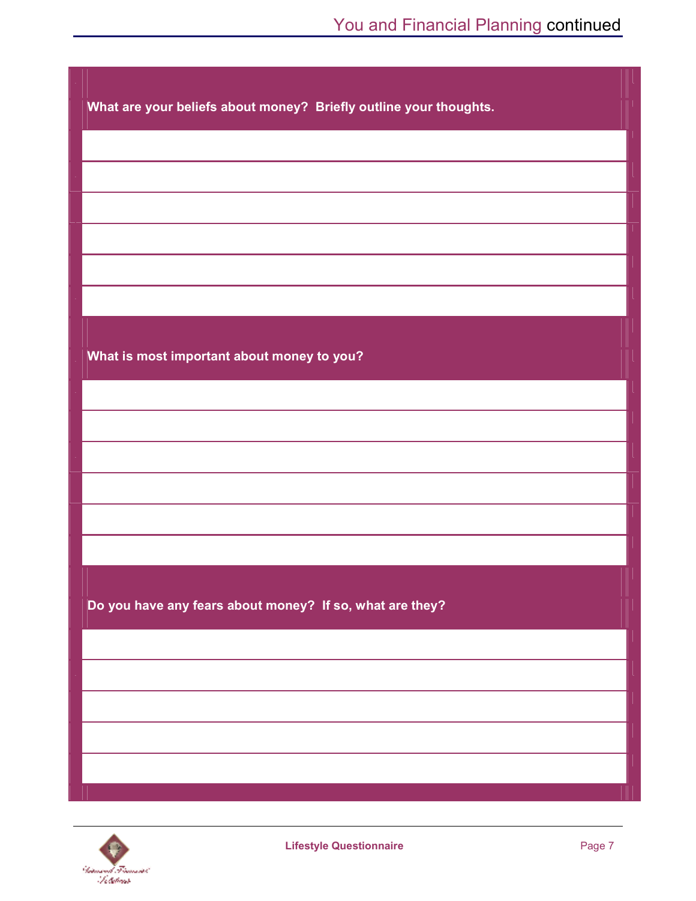**What are your beliefs about money? Briefly outline your thoughts.**

**What is most important about money to you?**

**Do you have any fears about money? If so, what are they?**